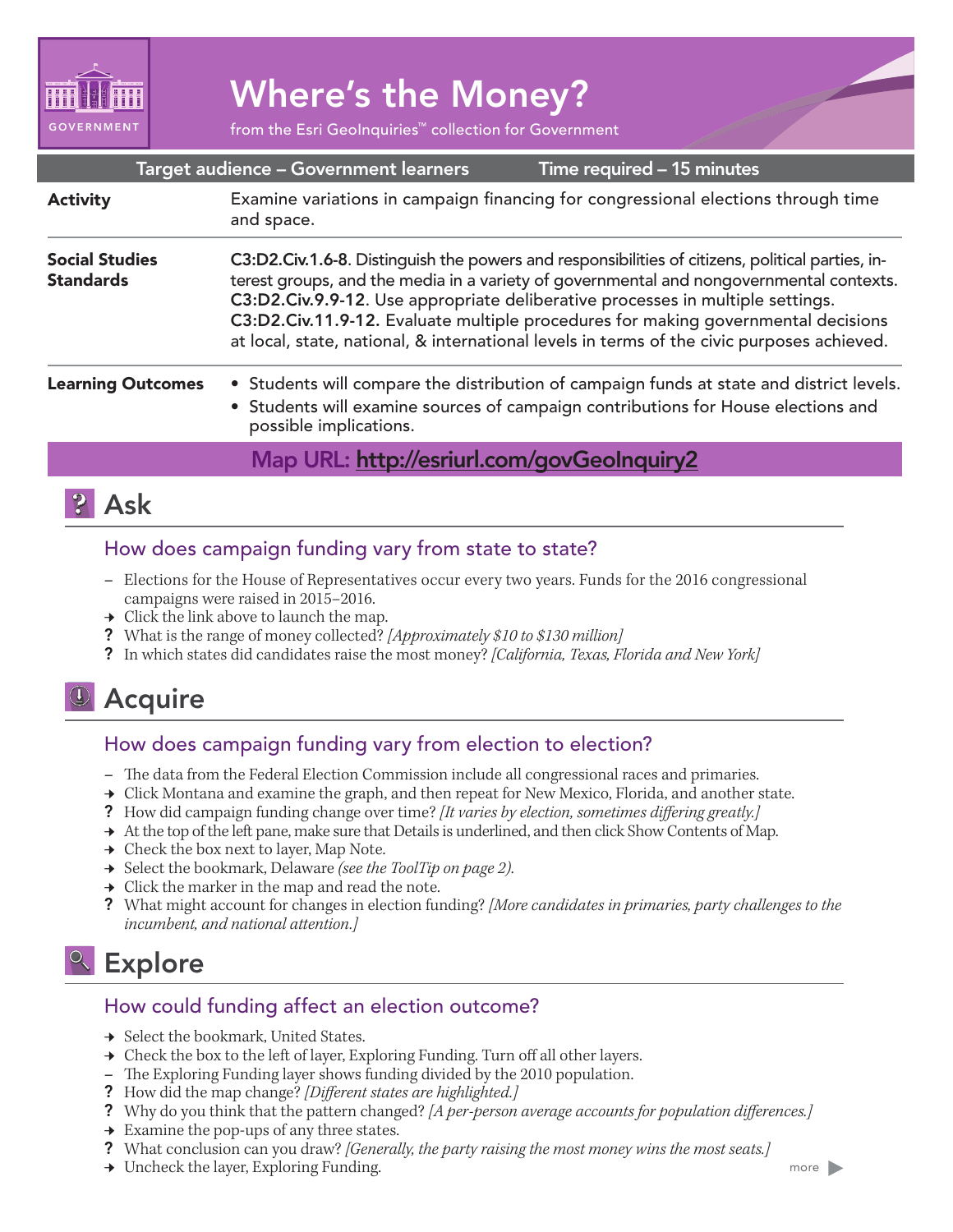GOVERNMENT

# Where's the Money?

from the Esri GeoInquiries™ collection for Government

| Target audience – Government learners | Time required – 15 minutes |
|---|---|
| **Activity** | Examine variations in campaign financing for congressional elections through time and space. |
| **Social Studies Standards** | **C3:D2.Civ.1.6-8**. Distinguish the powers and responsibilities of citizens, political parties, interest groups, and the media in a variety of governmental and nongovernmental contexts. **C3:D2.Civ.9.9-12**. Use appropriate deliberative processes in multiple settings. **C3:D2.Civ.11.9-12.** Evaluate multiple procedures for making governmental decisions at local, state, national, & international levels in terms of the civic purposes achieved. |
| **Learning Outcomes** | • Students will compare the distribution of campaign funds at state and district levels. • Students will examine sources of campaign contributions for House elections and possible implications. |

**Map URL: http://esriurl.com/govGeoInquiry2**

## Ask

### How does campaign funding vary from state to state?

– Elections for the House of Representatives occur every two years. Funds for the 2016 congressional campaigns were raised in 2015–2016.

→ Click the link above to launch the map.

**?** What is the range of money collected? *[Approximately $10 to $130 million]*

**?** In which states did candidates raise the most money? *[California, Texas, Florida and New York]*

## Acquire

### How does campaign funding vary from election to election?

– The data from the Federal Election Commission include all congressional races and primaries.

→ Click Montana and examine the graph, and then repeat for New Mexico, Florida, and another state.

**?** How did campaign funding change over time? *[It varies by election, sometimes differing greatly.]*

→ At the top of the left pane, make sure that Details is underlined, and then click Show Contents of Map.

→ Check the box next to layer, Map Note.

→ Select the bookmark, Delaware *(see the ToolTip on page 2).*

→ Click the marker in the map and read the note.

**?** What might account for changes in election funding? *[More candidates in primaries, party challenges to the incumbent, and national attention.]*

## Explore

### How could funding affect an election outcome?

→ Select the bookmark, United States.

→ Check the box to the left of layer, Exploring Funding. Turn off all other layers.

– The Exploring Funding layer shows funding divided by the 2010 population.

**?** How did the map change? *[Different states are highlighted.]*

**?** Why do you think that the pattern changed? *[A per-person average accounts for population differences.]*

→ Examine the pop-ups of any three states.

**?** What conclusion can you draw? *[Generally, the party raising the most money wins the most seats.]*

→ Uncheck the layer, Exploring Funding.

more ▶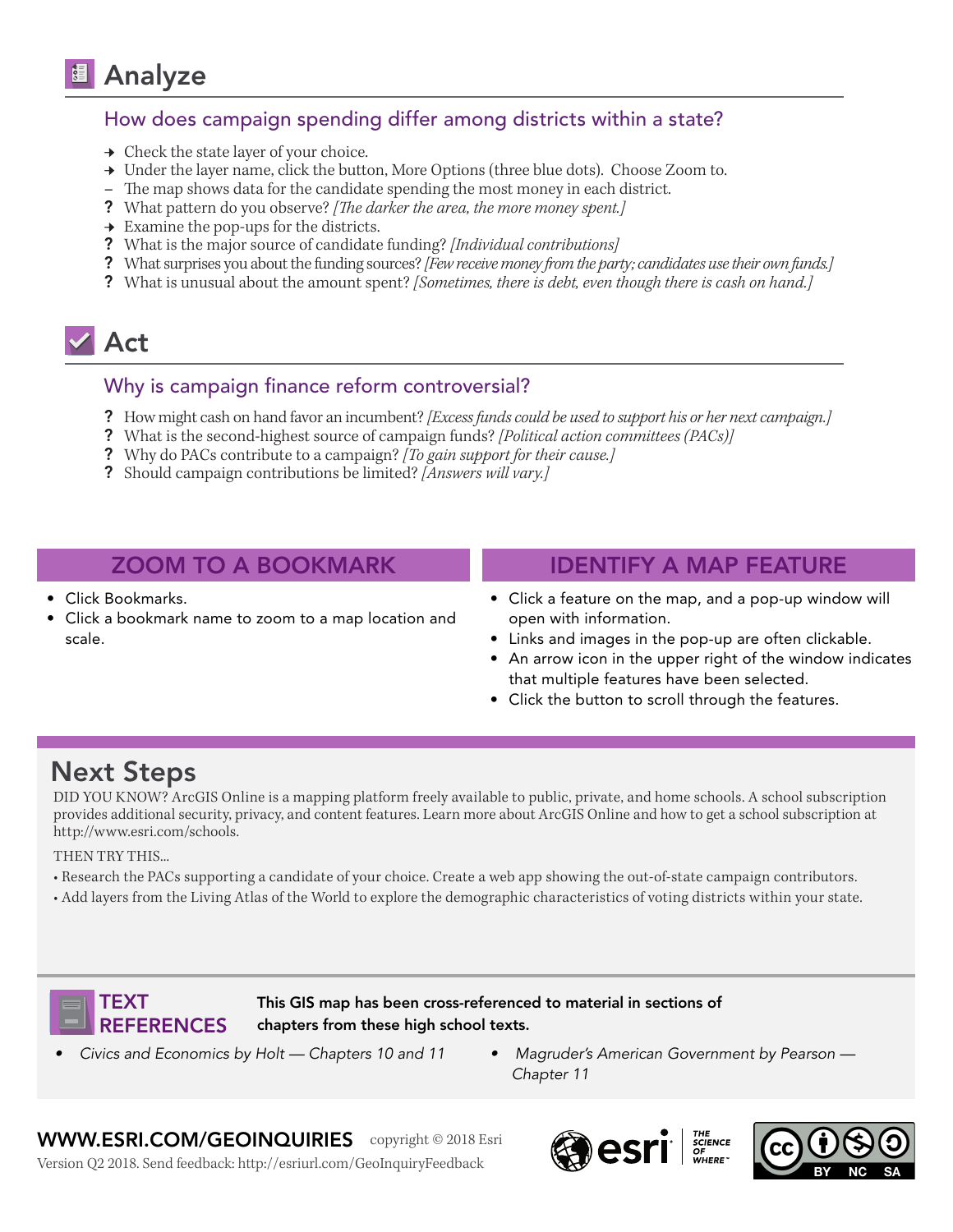## Analyze

### How does campaign spending differ among districts within a state?

- → Check the state layer of your choice.
- → Under the layer name, click the button, More Options (three blue dots). Choose Zoom to.
- – The map shows data for the candidate spending the most money in each district.
- ? What pattern do you observe? *[The darker the area, the more money spent.]*
- → Examine the pop-ups for the districts.
- ? What is the major source of candidate funding? *[Individual contributions]*
- ? What surprises you about the funding sources? *[Few receive money from the party; candidates use their own funds.]*
- ? What is unusual about the amount spent? *[Sometimes, there is debt, even though there is cash on hand.]*

## Act

### Why is campaign finance reform controversial?

- ? How might cash on hand favor an incumbent? *[Excess funds could be used to support his or her next campaign.]*
- ? What is the second-highest source of campaign funds? *[Political action committees (PACs)]*
- ? Why do PACs contribute to a campaign? *[To gain support for their cause.]*
- ? Should campaign contributions be limited? *[Answers will vary.]*

### ZOOM TO A BOOKMARK

- Click Bookmarks.
- Click a bookmark name to zoom to a map location and scale.

### IDENTIFY A MAP FEATURE

- Click a feature on the map, and a pop-up window will open with information.
- Links and images in the pop-up are often clickable.
- An arrow icon in the upper right of the window indicates that multiple features have been selected.
- Click the button to scroll through the features.

## Next Steps

DID YOU KNOW? ArcGIS Online is a mapping platform freely available to public, private, and home schools. A school subscription provides additional security, privacy, and content features. Learn more about ArcGIS Online and how to get a school subscription at http://www.esri.com/schools.

THEN TRY THIS...

- Research the PACs supporting a candidate of your choice. Create a web app showing the out-of-state campaign contributors.
- Add layers from the Living Atlas of the World to explore the demographic characteristics of voting districts within your state.

### TEXT REFERENCES

**This GIS map has been cross-referenced to material in sections of chapters from these high school texts.**

- *Civics and Economics by Holt — Chapters 10 and 11*
- *Magruder's American Government by Pearson — Chapter 11*

**WWW.ESRI.COM/GEOINQUIRIES** copyright © 2018 Esri

Version Q2 2018. Send feedback: http://esriurl.com/GeoInquiryFeedback